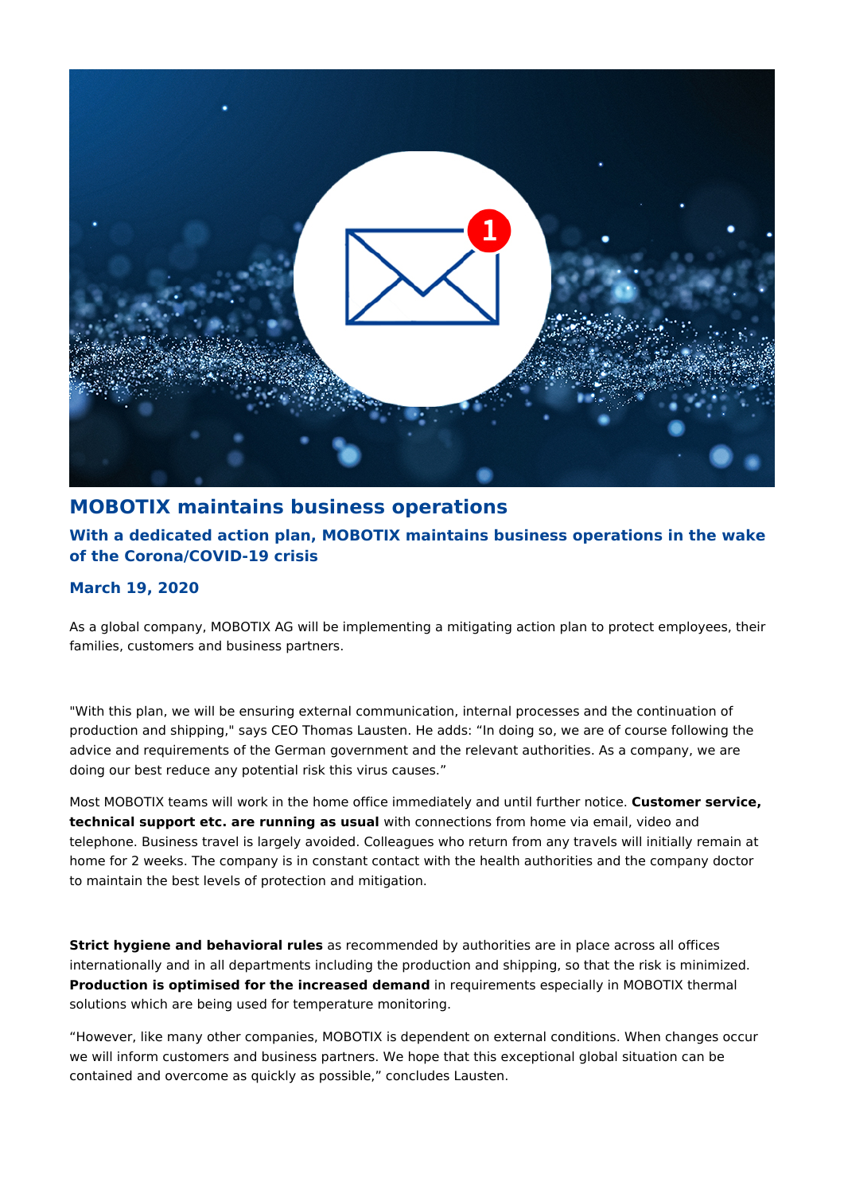# MOBOTIX maintains business operations

## With a dedicated action plan, MOBOTIX maintains business operations in the wake of the Corona/COVID-19 crisis

### March 19, 2020

As a global company, MOBOTIX AG will be implementing a mitigating action plan to protect employees, their families, customers and business partners.

"With this plan, we will be ensuring external communication, internal processes and the continuation of production and shipping," says CEO Thomas Lausten. He adds: "In doing so, we are of course following the advice and requirements of the German government and the relevant authorities. As a company, we are doing our best reduce any potential risk this virus causes."

Most MOBOTIX teams will work in the home office immediately and until further notice. **Customer service, technical support etc. are running as usual** with connections from home via email, video and telephone. Business travel is largely avoided. Colleagues who return from any travels will initially remain at home for 2 weeks. The company is in constant contact with the health authorities and the company doctor to maintain the best levels of protection and mitigation.

**Strict hygiene and behavioral rules** as recommended by authorities are in place across all offices internationally and in all departments including the production and shipping, so that the risk is minimized. **Production is optimised for the increased demand** in requirements especially in MOBOTIX thermal solutions which are being used for temperature monitoring.

"However, like many other companies, MOBOTIX is dependent on external conditions. When changes occur we will inform customers and business partners. We hope that this exceptional global situation can be contained and overcome as quickly as possible," concludes Lausten.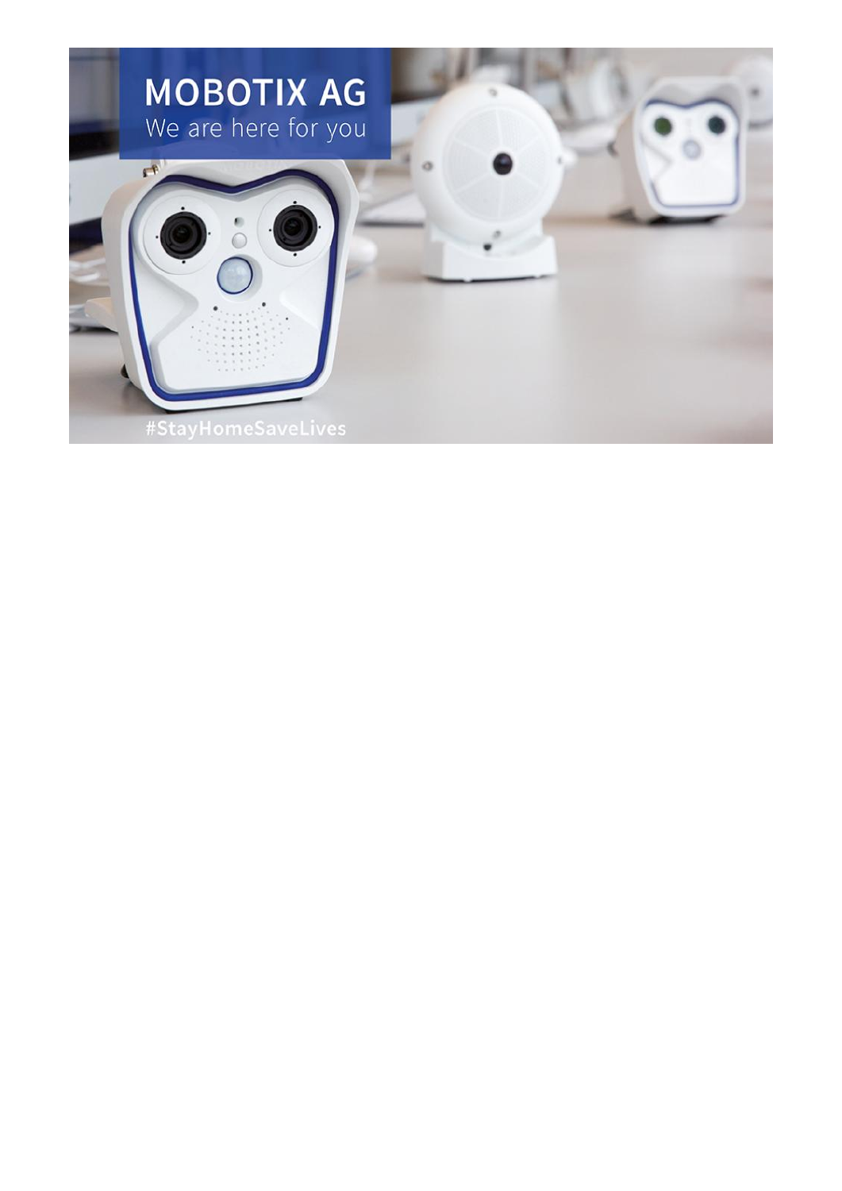MOBOTIX AG

We are here for you

#StayHomeSaveLives